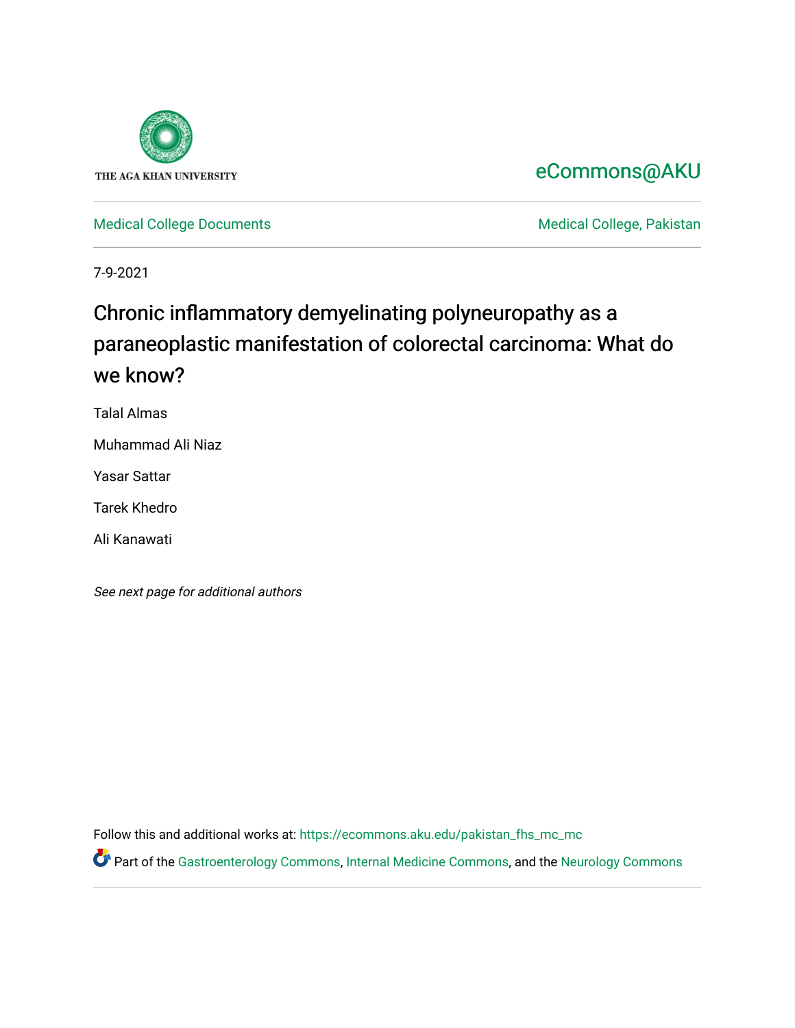THE AGA KHAN UNIVERSITY

eCommons@AKU

Medical College Documents

Medical College, Pakistan

7-9-2021

# Chronic inflammatory demyelinating polyneuropathy as a paraneoplastic manifestation of colorectal carcinoma: What do we know?

Talal Almas

Muhammad Ali Niaz

Yasar Sattar

Tarek Khedro

Ali Kanawati

*See next page for additional authors*

Follow this and additional works at: https://ecommons.aku.edu/pakistan_fhs_mc_mc

Part of the Gastroenterology Commons, Internal Medicine Commons, and the Neurology Commons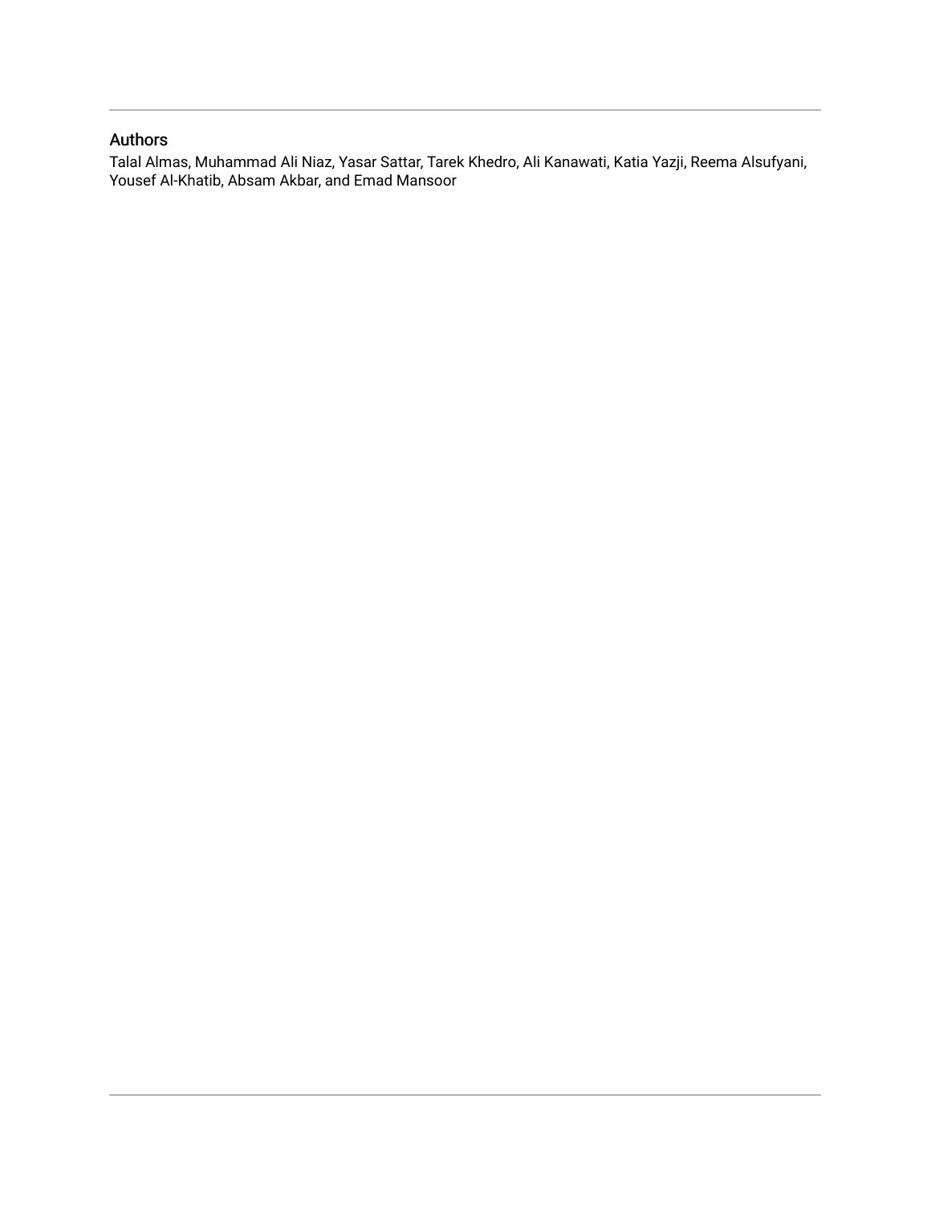## Authors

Talal Almas, Muhammad Ali Niaz, Yasar Sattar, Tarek Khedro, Ali Kanawati, Katia Yazji, Reema Alsufyani, Yousef Al-Khatib, Absam Akbar, and Emad Mansoor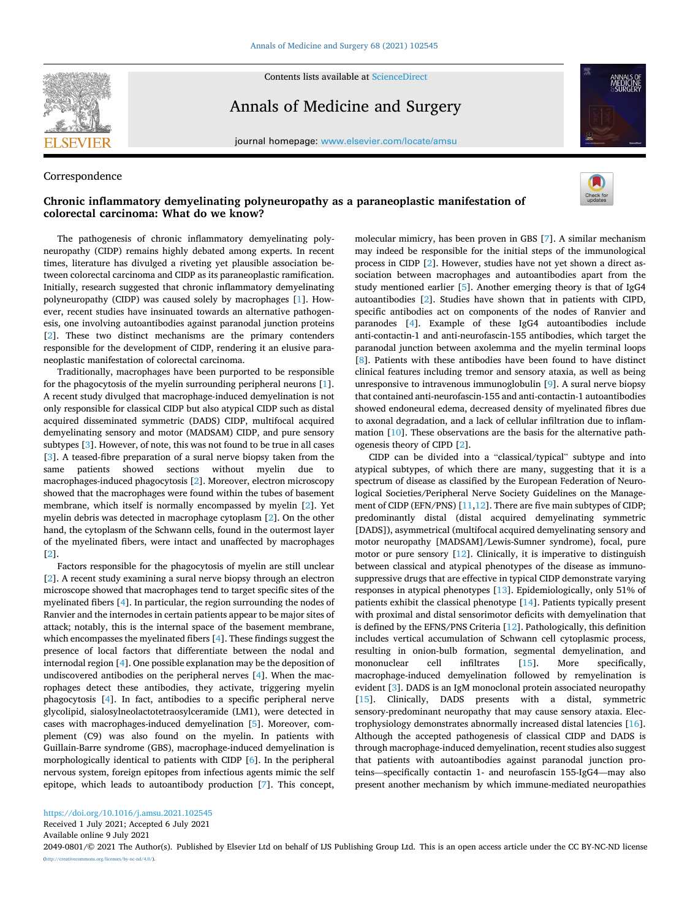Correspondence

# Chronic inflammatory demyelinating polyneuropathy as a paraneoplastic manifestation of colorectal carcinoma: What do we know?

The pathogenesis of chronic inflammatory demyelinating polyneuropathy (CIDP) remains highly debated among experts. In recent times, literature has divulged a riveting yet plausible association between colorectal carcinoma and CIDP as its paraneoplastic ramification. Initially, research suggested that chronic inflammatory demyelinating polyneuropathy (CIDP) was caused solely by macrophages [1]. However, recent studies have insinuated towards an alternative pathogenesis, one involving autoantibodies against paranodal junction proteins [2]. These two distinct mechanisms are the primary contenders responsible for the development of CIDP, rendering it an elusive paraneoplastic manifestation of colorectal carcinoma.

Traditionally, macrophages have been purported to be responsible for the phagocytosis of the myelin surrounding peripheral neurons [1]. A recent study divulged that macrophage-induced demyelination is not only responsible for classical CIDP but also atypical CIDP such as distal acquired disseminated symmetric (DADS) CIDP, multifocal acquired demyelinating sensory and motor (MADSAM) CIDP, and pure sensory subtypes [3]. However, of note, this was not found to be true in all cases [3]. A teased-fibre preparation of a sural nerve biopsy taken from the same patients showed sections without myelin due to macrophages-induced phagocytosis [2]. Moreover, electron microscopy showed that the macrophages were found within the tubes of basement membrane, which itself is normally encompassed by myelin [2]. Yet myelin debris was detected in macrophage cytoplasm [2]. On the other hand, the cytoplasm of the Schwann cells, found in the outermost layer of the myelinated fibers, were intact and unaffected by macrophages [2].

Factors responsible for the phagocytosis of myelin are still unclear [2]. A recent study examining a sural nerve biopsy through an electron microscope showed that macrophages tend to target specific sites of the myelinated fibers [4]. In particular, the region surrounding the nodes of Ranvier and the internodes in certain patients appear to be major sites of attack; notably, this is the internal space of the basement membrane, which encompasses the myelinated fibers [4]. These findings suggest the presence of local factors that differentiate between the nodal and internodal region [4]. One possible explanation may be the deposition of undiscovered antibodies on the peripheral nerves [4]. When the macrophages detect these antibodies, they activate, triggering myelin phagocytosis [4]. In fact, antibodies to a specific peripheral nerve glycolipid, sialosylneolactotetraosylceramide (LM1), were detected in cases with macrophages-induced demyelination [5]. Moreover, complement (C9) was also found on the myelin. In patients with Guillain-Barre syndrome (GBS), macrophage-induced demyelination is morphologically identical to patients with CIDP [6]. In the peripheral nervous system, foreign epitopes from infectious agents mimic the self epitope, which leads to autoantibody production [7]. This concept, molecular mimicry, has been proven in GBS [7]. A similar mechanism may indeed be responsible for the initial steps of the immunological process in CIDP [2]. However, studies have not yet shown a direct association between macrophages and autoantibodies apart from the study mentioned earlier [5]. Another emerging theory is that of IgG4 autoantibodies [2]. Studies have shown that in patients with CIPD, specific antibodies act on components of the nodes of Ranvier and paranodes [4]. Example of these IgG4 autoantibodies include anti-contactin-1 and anti-neurofascin-155 antibodies, which target the paranodal junction between axolemma and the myelin terminal loops [8]. Patients with these antibodies have been found to have distinct clinical features including tremor and sensory ataxia, as well as being unresponsive to intravenous immunoglobulin [9]. A sural nerve biopsy that contained anti-neurofascin-155 and anti-contactin-1 autoantibodies showed endoneural edema, decreased density of myelinated fibres due to axonal degradation, and a lack of cellular infiltration due to inflammation [10]. These observations are the basis for the alternative pathogenesis theory of CIPD [2].

CIDP can be divided into a "classical/typical" subtype and into atypical subtypes, of which there are many, suggesting that it is a spectrum of disease as classified by the European Federation of Neurological Societies/Peripheral Nerve Society Guidelines on the Management of CIDP (EFN/PNS) [11,12]. There are five main subtypes of CIDP; predominantly distal (distal acquired demyelinating symmetric [DADS]), asymmetrical (multifocal acquired demyelinating sensory and motor neuropathy [MADSAM]/Lewis-Sumner syndrome), focal, pure motor or pure sensory [12]. Clinically, it is imperative to distinguish between classical and atypical phenotypes of the disease as immunosuppressive drugs that are effective in typical CIDP demonstrate varying responses in atypical phenotypes [13]. Epidemiologically, only 51% of patients exhibit the classical phenotype [14]. Patients typically present with proximal and distal sensorimotor deficits with demyelination that is defined by the EFNS/PNS Criteria [12]. Pathologically, this definition includes vertical accumulation of Schwann cell cytoplasmic process, resulting in onion-bulb formation, segmental demyelination, and mononuclear cell infiltrates [15]. More specifically, macrophage-induced demyelination followed by remyelination is evident [3]. DADS is an IgM monoclonal protein associated neuropathy [15]. Clinically, DADS presents with a distal, symmetric sensory-predominant neuropathy that may cause sensory ataxia. Electrophysiology demonstrates abnormally increased distal latencies [16]. Although the accepted pathogenesis of classical CIDP and DADS is through macrophage-induced demyelination, recent studies also suggest that patients with autoantibodies against paranodal junction proteins—specifically contactin 1- and neurofascin 155-IgG4—may also present another mechanism by which immune-mediated neuropathies

https://doi.org/10.1016/j.amsu.2021.102545
Received 1 July 2021; Accepted 6 July 2021
Available online 9 July 2021
2049-0801/© 2021 The Author(s). Published by Elsevier Ltd on behalf of IJS Publishing Group Ltd. This is an open access article under the CC BY-NC-ND license (http://creativecommons.org/licenses/by-nc-nd/4.0/).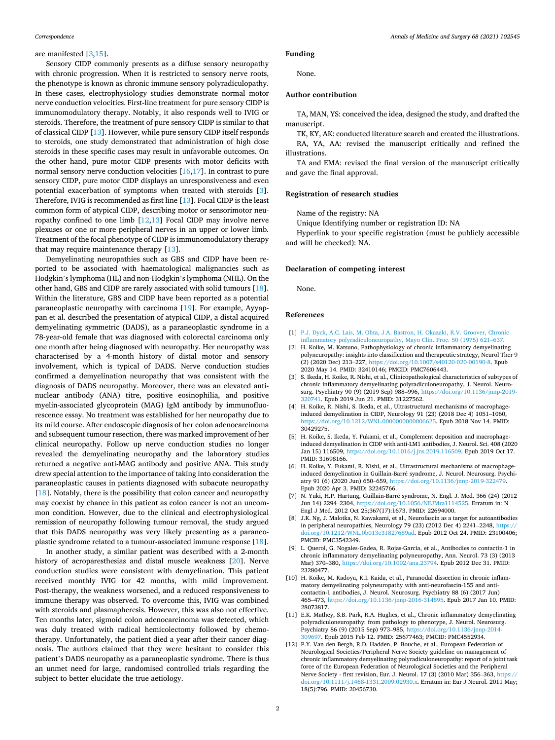are manifested [3,15].

Sensory CIDP commonly presents as a diffuse sensory neuropathy with chronic progression. When it is restricted to sensory nerve roots, the phenotype is known as chronic immune sensory polyradiculopathy. In these cases, electrophysiology studies demonstrate normal motor nerve conduction velocities. First-line treatment for pure sensory CIDP is immunomodulatory therapy. Notably, it also responds well to IVIG or steroids. Therefore, the treatment of pure sensory CIDP is similar to that of classical CIDP [13]. However, while pure sensory CIDP itself responds to steroids, one study demonstrated that administration of high dose steroids in these specific cases may result in unfavorable outcomes. On the other hand, pure motor CIDP presents with motor deficits with normal sensory nerve conduction velocities [16,17]. In contrast to pure sensory CIDP, pure motor CIDP displays an unresponsiveness and even potential exacerbation of symptoms when treated with steroids [3]. Therefore, IVIG is recommended as first line [13]. Focal CIDP is the least common form of atypical CIDP, describing motor or sensorimotor neuropathy confined to one limb [12,13] Focal CIDP may involve nerve plexuses or one or more peripheral nerves in an upper or lower limb. Treatment of the focal phenotype of CIDP is immunomodulatory therapy that may require maintenance therapy [13].

Demyelinating neuropathies such as GBS and CIDP have been reported to be associated with haematological malignancies such as Hodgkin's lymphoma (HL) and non-Hodgkin's lymphoma (NHL). On the other hand, GBS and CIDP are rarely associated with solid tumours [18]. Within the literature, GBS and CIDP have been reported as a potential paraneoplastic neuropathy with carcinoma [19]. For example, Ayyappan et al. described the presentation of atypical CIDP, a distal acquired demyelinating symmetric (DADS), as a paraneoplastic syndrome in a 78-year-old female that was diagnosed with colorectal carcinoma only one month after being diagnosed with neuropathy. Her neuropathy was characterised by a 4-month history of distal motor and sensory involvement, which is typical of DADS. Nerve conduction studies confirmed a demyelination neuropathy that was consistent with the diagnosis of DADS neuropathy. Moreover, there was an elevated antinuclear antibody (ANA) titre, positive eosinophilia, and positive myelin-associated glycoprotein (MAG) IgM antibody by immunofluorescence essay. No treatment was established for her neuropathy due to its mild course. After endoscopic diagnosis of her colon adenocarcinoma and subsequent tumour resection, there was marked improvement of her clinical neuropathy. Follow up nerve conduction studies no longer revealed the demyelinating neuropathy and the laboratory studies returned a negative anti-MAG antibody and positive ANA. This study drew special attention to the importance of taking into consideration the paraneoplastic causes in patients diagnosed with subacute neuropathy [18]. Notably, there is the possibility that colon cancer and neuropathy may coexist by chance in this patient as colon cancer is not an uncommon condition. However, due to the clinical and electrophysiological remission of neuropathy following tumour removal, the study argued that this DADS neuropathy was very likely presenting as a paraneoplastic syndrome related to a tumour-associated immune response [18].

In another study, a similar patient was described with a 2-month history of acroparesthesias and distal muscle weakness [20]. Nerve conduction studies were consistent with demyelination. This patient received monthly IVIG for 42 months, with mild improvement. Post-therapy, the weakness worsened, and a reduced responsiveness to immune therapy was observed. To overcome this, IVIG was combined with steroids and plasmapheresis. However, this was also not effective. Ten months later, sigmoid colon adenocarcinoma was detected, which was duly treated with radical hemicolectomy followed by chemotherapy. Unfortunately, the patient died a year after their cancer diagnosis. The authors claimed that they were hesitant to consider this patient's DADS neuropathy as a paraneoplastic syndrome. There is thus an unmet need for large, randomised controlled trials regarding the subject to better elucidate the true aetiology.

## Funding

None.

## Author contribution

TA, MAN, YS: conceived the idea, designed the study, and drafted the manuscript.

TK, KY, AK: conducted literature search and created the illustrations.

RA, YA, AA: revised the manuscript critically and refined the illustrations.

TA and EMA: revised the final version of the manuscript critically and gave the final approval.

## Registration of research studies

Name of the registry: NA

Unique Identifying number or registration ID: NA

Hyperlink to your specific registration (must be publicly accessible and will be checked): NA.

## Declaration of competing interest

None.

## References

[1] P.J. Dyck, A.C. Lais, M. Ohta, J.A. Bastron, H. Okazaki, R.V. Groover, Chronic inflammatory polyradiculoneuropathy, Mayo Clin. Proc. 50 (1975) 621–637.

[2] H. Koike, M. Katsuno, Pathophysiology of chronic inflammatory demyelinating polyneuropathy: insights into classification and therapeutic strategy, Neurol Ther 9 (2) (2020 Dec) 213–227, https://doi.org/10.1007/s40120-020-00190-8. Epub 2020 May 14. PMID: 32410146; PMCID: PMC7606443.

[3] S. Ikeda, H. Koike, R. Nishi, et al., Clinicopathological characteristics of subtypes of chronic inflammatory demyelinating polyradiculoneuropathy, J. Neurol. Neurosurg. Psychiatry 90 (9) (2019 Sep) 988–996, https://doi.org/10.1136/jnnp-2019-320741. Epub 2019 Jun 21. PMID: 31227562.

[4] H. Koike, R. Nishi, S. Ikeda, et al., Ultrastructural mechanisms of macrophage-induced demyelination in CIDP, Neurology 91 (23) (2018 Dec 4) 1051–1060, https://doi.org/10.1212/WNL.0000000000006625. Epub 2018 Nov 14. PMID: 30429275.

[5] H. Koike, S. Ikeda, Y. Fukami, et al., Complement deposition and macrophage-induced demyelination in CIDP with anti-LM1 antibodies, J. Neurol. Sci. 408 (2020 Jan 15) 116509, https://doi.org/10.1016/j.jns.2019.116509. Epub 2019 Oct 17. PMID: 31698166.

[6] H. Koike, Y. Fukami, R. Nishi, et al., Ultrastructural mechanisms of macrophage-induced demyelination in Guillain-Barré syndrome, J. Neurol. Neurosurg. Psychiatry 91 (6) (2020 Jun) 650–659, https://doi.org/10.1136/jnnp-2019-322479. Epub 2020 Apr 3. PMID: 32245766.

[7] N. Yuki, H.P. Hartung, Guillain-Barré syndrome, N. Engl. J. Med. 366 (24) (2012 Jun 14) 2294–2304, https://doi.org/10.1056/NEJMra1114525. Erratum in: N Engl J Med. 2012 Oct 25;367(17):1673. PMID: 22694000.

[8] J.K. Ng, J. Malotka, N. Kawakami, et al., Neurofascin as a target for autoantibodies in peripheral neuropathies, Neurology 79 (23) (2012 Dec 4) 2241–2248, https://doi.org/10.1212/WNL.0b013e31827689ad. Epub 2012 Oct 24. PMID: 23100406; PMCID: PMC3542349.

[9] L. Querol, G. Nogales-Gadea, R. Rojas-Garcia, et al., Antibodies to contactin-1 in chronic inflammatory demyelinating polyneuropathy, Ann. Neurol. 73 (3) (2013 Mar) 370–380, https://doi.org/10.1002/ana.23794. Epub 2012 Dec 31. PMID: 23280477.

[10] H. Koike, M. Kadoya, K.I. Kaida, et al., Paranodal dissection in chronic inflammatory demyelinating polyneuropathy with anti-neurofascin-155 and anti-contactin-1 antibodies, J. Neurol. Neurosurg. Psychiatry 88 (6) (2017 Jun) 465–473, https://doi.org/10.1136/jnnp-2016-314895. Epub 2017 Jan 10. PMID: 28073817.

[11] E.K. Mathey, S.B. Park, R.A. Hughes, et al., Chronic inflammatory demyelinating polyradiculoneuropathy: from pathology to phenotype, J. Neurol. Neurosurg. Psychiatry 86 (9) (2015 Sep) 973–985, https://doi.org/10.1136/jnnp-2014-309697. Epub 2015 Feb 12. PMID: 25677463; PMCID: PMC4552934.

[12] P.Y. Van den Bergh, R.D. Hadden, P. Bouche, et al., European Federation of Neurological Societies/Peripheral Nerve Society guideline on management of chronic inflammatory demyelinating polyradiculoneuropathy: report of a joint task force of the European Federation of Neurological Societies and the Peripheral Nerve Society - first revision, Eur. J. Neurol. 17 (3) (2010 Mar) 356–363, https://doi.org/10.1111/j.1468-1331.2009.02930.x. Erratum in: Eur J Neurol. 2011 May; 18(5):796. PMID: 20456730.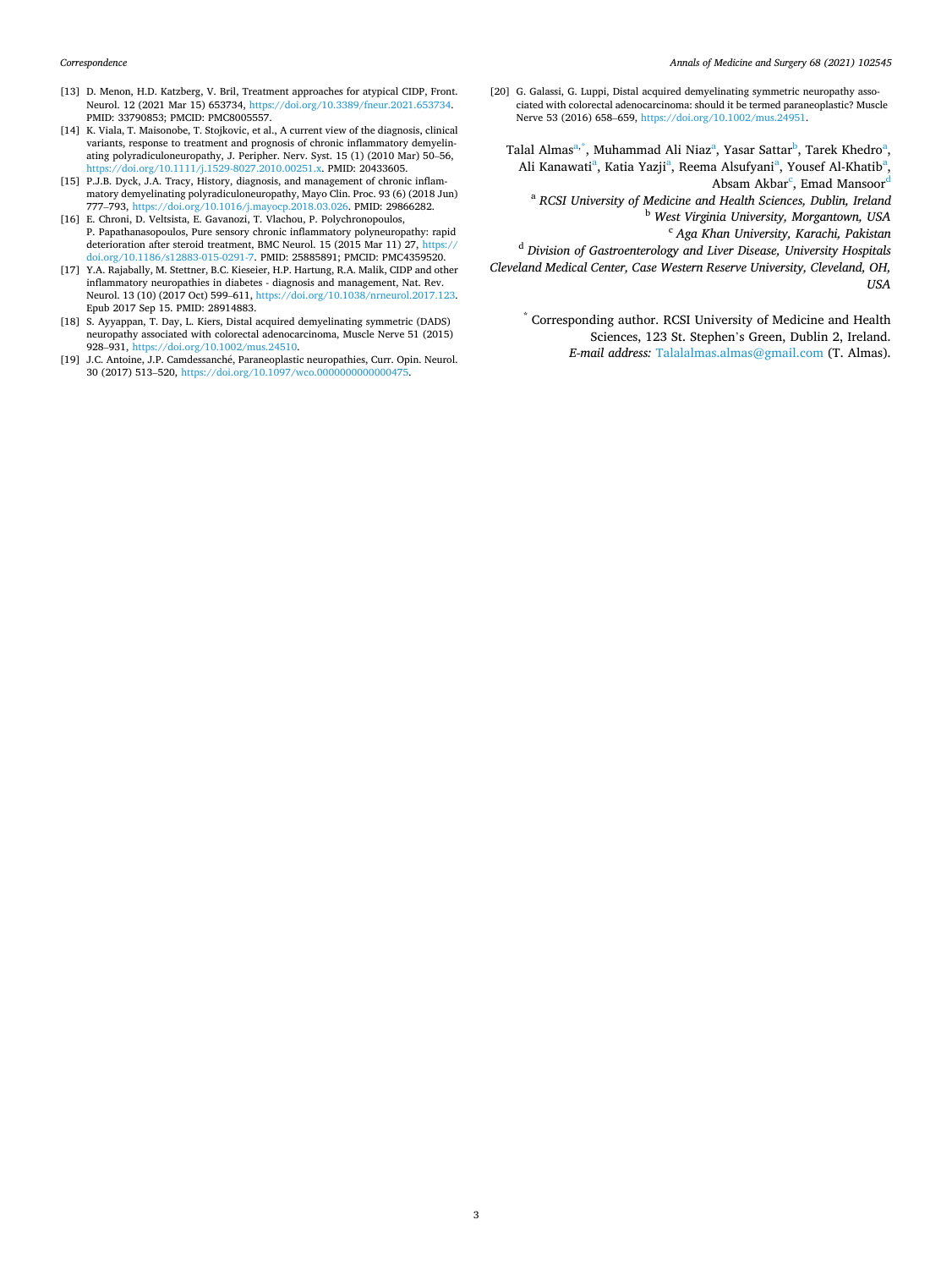[13] D. Menon, H.D. Katzberg, V. Bril, Treatment approaches for atypical CIDP, Front. Neurol. 12 (2021 Mar 15) 653734, https://doi.org/10.3389/fneur.2021.653734. PMID: 33790853; PMCID: PMC8005557.

[14] K. Viala, T. Maisonobe, T. Stojkovic, et al., A current view of the diagnosis, clinical variants, response to treatment and prognosis of chronic inflammatory demyelinating polyradiculoneuropathy, J. Peripher. Nerv. Syst. 15 (1) (2010 Mar) 50–56, https://doi.org/10.1111/j.1529-8027.2010.00251.x. PMID: 20433605.

[15] P.J.B. Dyck, J.A. Tracy, History, diagnosis, and management of chronic inflammatory demyelinating polyradiculoneuropathy, Mayo Clin. Proc. 93 (6) (2018 Jun) 777–793, https://doi.org/10.1016/j.mayocp.2018.03.026. PMID: 29866282.

[16] E. Chroni, D. Veltsista, E. Gavanozi, T. Vlachou, P. Polychronopoulos, P. Papathanasopoulos, Pure sensory chronic inflammatory polyneuropathy: rapid deterioration after steroid treatment, BMC Neurol. 15 (2015 Mar 11) 27, https://doi.org/10.1186/s12883-015-0291-7. PMID: 25885891; PMCID: PMC4359520.

[17] Y.A. Rajabally, M. Stettner, B.C. Kieseier, H.P. Hartung, R.A. Malik, CIDP and other inflammatory neuropathies in diabetes - diagnosis and management, Nat. Rev. Neurol. 13 (10) (2017 Oct) 599–611, https://doi.org/10.1038/nrneurol.2017.123. Epub 2017 Sep 15. PMID: 28914883.

[18] S. Ayyappan, T. Day, L. Kiers, Distal acquired demyelinating symmetric (DADS) neuropathy associated with colorectal adenocarcinoma, Muscle Nerve 51 (2015) 928–931, https://doi.org/10.1002/mus.24510.

[19] J.C. Antoine, J.P. Camdessanché, Paraneoplastic neuropathies, Curr. Opin. Neurol. 30 (2017) 513–520, https://doi.org/10.1097/wco.0000000000000475.

[20] G. Galassi, G. Luppi, Distal acquired demyelinating symmetric neuropathy associated with colorectal adenocarcinoma: should it be termed paraneoplastic? Muscle Nerve 53 (2016) 658–659, https://doi.org/10.1002/mus.24951.

Talal Almas[a,*], Muhammad Ali Niaz[a], Yasar Sattar[b], Tarek Khedro[a], Ali Kanawati[a], Katia Yazji[a], Reema Alsufyani[a], Yousef Al-Khatib[a], Absam Akbar[c], Emad Mansoor[d]

[a] *RCSI University of Medicine and Health Sciences, Dublin, Ireland*

[b] *West Virginia University, Morgantown, USA*

[c] *Aga Khan University, Karachi, Pakistan*

[d] *Division of Gastroenterology and Liver Disease, University Hospitals Cleveland Medical Center, Case Western Reserve University, Cleveland, OH, USA*

[*] Corresponding author. RCSI University of Medicine and Health Sciences, 123 St. Stephen's Green, Dublin 2, Ireland.

*E-mail address:* Talalalmas.almas@gmail.com (T. Almas).